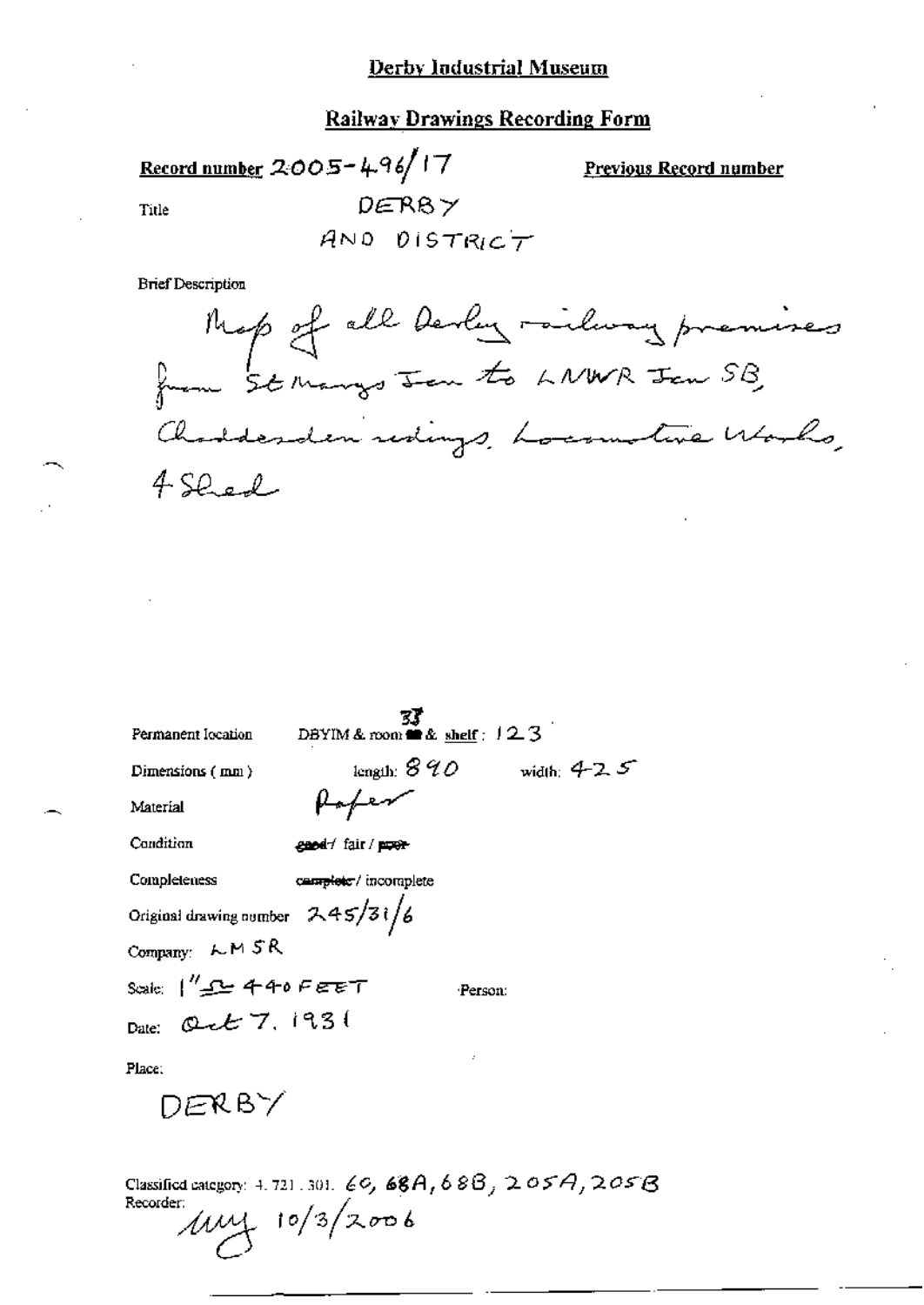# Derby Industrial Museum

## Railway Drawings Recording Form

**Record number** 2005-496/17

**Previous Record number**

Title DERBY AND DISTRICT

Brief Description

Map of all Derby railway premises from St Marys Jcn to LNWR Jcn SB, Chaddesden sidings, Locomotive Works, 4 Shed

Permanent location DBYIM & room 33 & shelf: 123

Dimensions (mm) length: 890 width: 425

Material Paper

Condition ~~good~~ / fair / ~~poor~~

Completeness ~~complete~~ / incomplete

Original drawing number 245/31/6

Company: LMSR

Scale: 1" = 440 FEET

Person:

Date: Oct 7. 1931

Place:

DERBY

Classified category: 4. 721. 301. 60, 68A, 68B, 205A, 205B

Recorder: MMJ 10/3/2006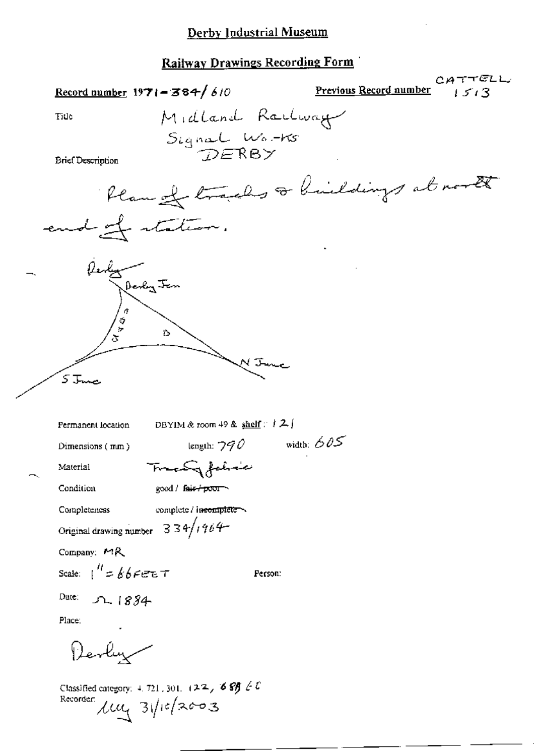# Derby Industrial Museum

## Railway Drawings Recording Form

**Record number** 1971-384/610

**Previous Record number** CATTELL 1513

Title: Midland Railway Signal Works DERBY

Brief Description: Plan of tracks & buildings at north end of station.

Derby
Derby Jcn
N Junc
S Junc

Permanent location: DBYIM & room 49 & shelf: 121

Dimensions (mm): length: 790 width: 605

Material: Tracing fabric

Condition: good / ~~fair / poor~~

Completeness: complete / ~~incomplete~~

Original drawing number: 334/1964

Company: MR

Scale: 1" = 66FEET

Person:

Date: c 1884

Place: Derby

Classified category: 4.721.301.122, 689 LC

Recorder: 31/10/2003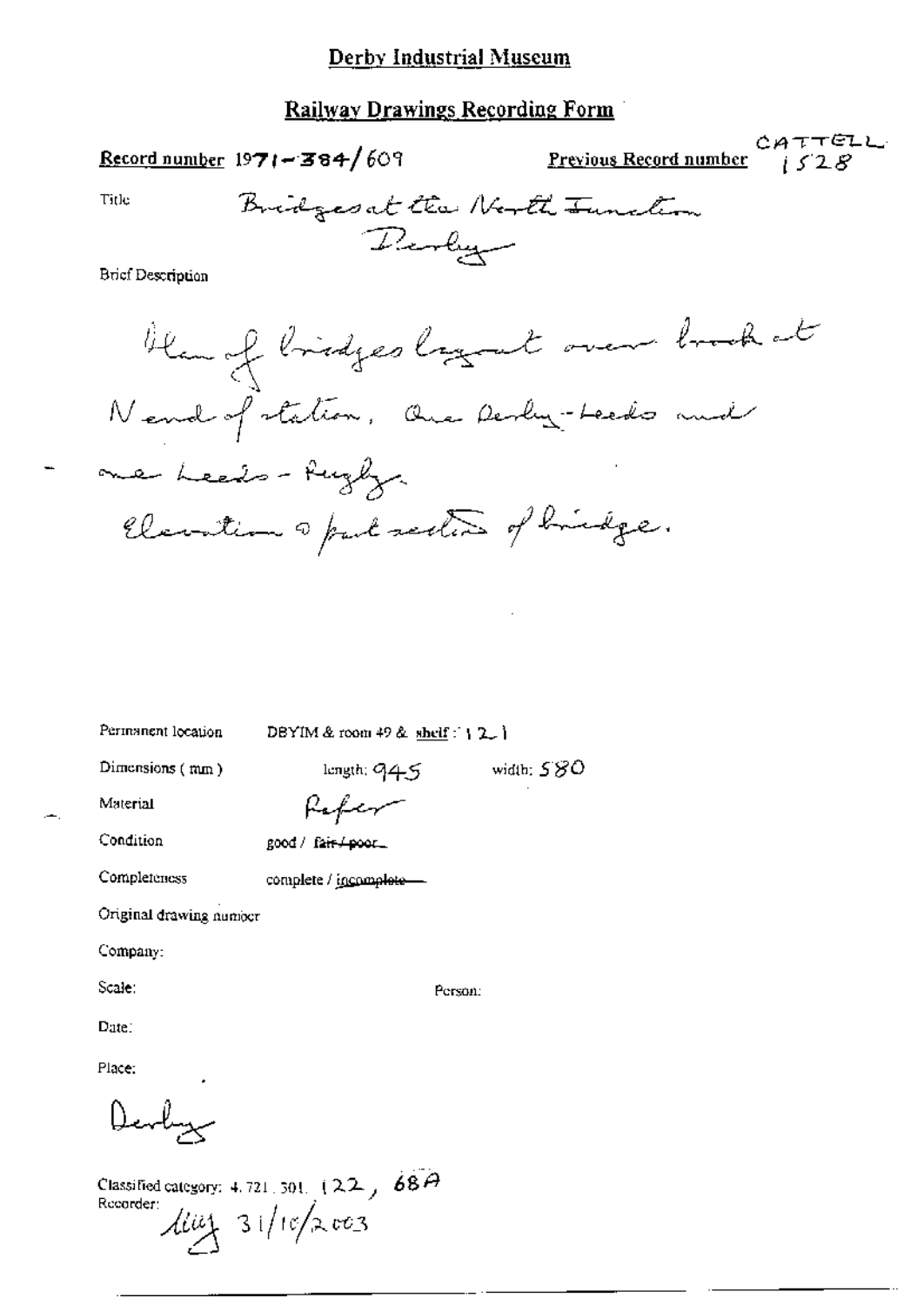# Derby Industrial Museum

## Railway Drawings Recording Form

**Record number** 1971-384/609

**Previous Record number** CATTELL 1528

Title: Bridges at the North Junction Derby

Brief Description

Plan of bridges layout over track at N end of station, one Derby-Leeds and one Leeds-Rugby.
Elevation & part section of bridge.

Permanent location: DBYIM & room 49 & shelf: 121

Dimensions (mm): length: 945 width: 580

Material: Paper

Condition: good / ~~fair / poor~~

Completeness: complete / ~~incomplete~~

Original drawing number

Company:

Scale: Person:

Date:

Place:

Derby

Classified category: 4.721.301. 122, 68A

Recorder: 31/10/2003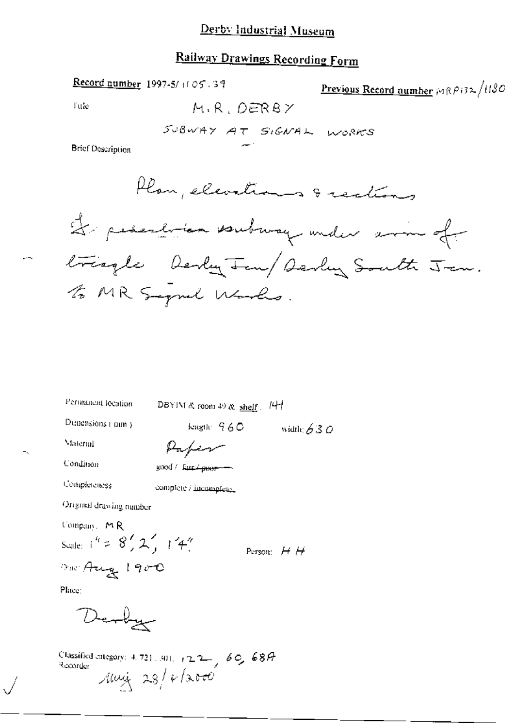# Derby Industrial Museum

## Railway Drawings Recording Form

**Record number** 1997-5/1105.39

**Previous Record number** MRP132/1180

Title M.R. DERBY

SUBWAY AT SIGNAL WORKS

Brief Description

Plan, elevations & sections for pedestrian subway under arm of triangle Derby Jcn/Derby South Jcn. to MR Signal Works.

Permanent location DBYIM & room 49 & shelf: 141

Dimensions (mm) length: 960 width: 630

Material Paper

Condition good / ~~fair / poor~~

Completeness complete / ~~incomplete~~

Original drawing number

Company: MR

Scale: 1" = 8', 2', 1'4"

Person: H H

Date Aug 1900

Place:

Derby

Classified category: 4.721.301. 122, 60, 68A

Recorder Aug 28/4/2000